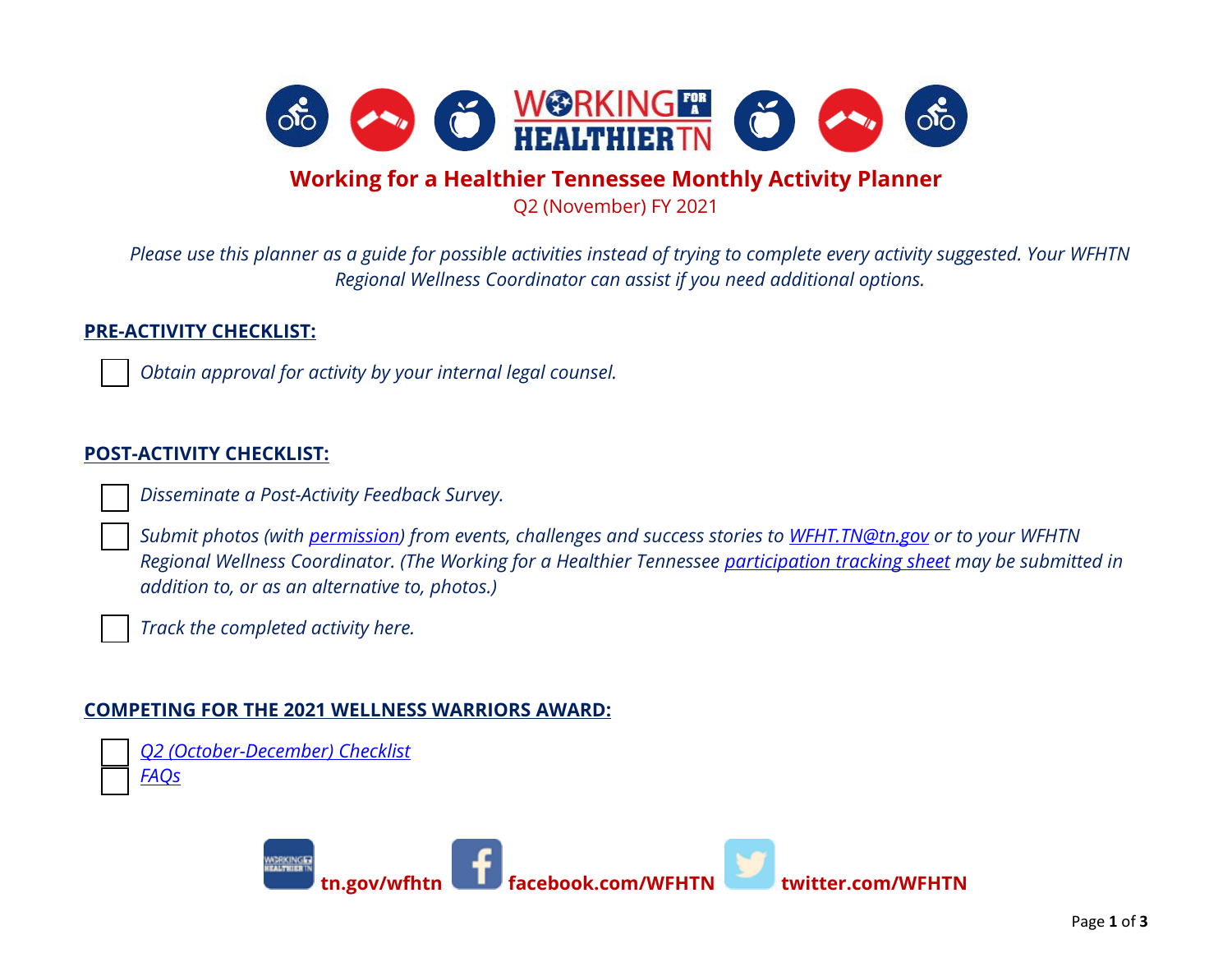# Working for a Healthier Tennessee Monthly Activity Planner

Q2 (November) FY 2021

*Please use this planner as a guide for possible activities instead of trying to complete every activity suggested. Your WFHTN Regional Wellness Coordinator can assist if you need additional options.*

## PRE-ACTIVITY CHECKLIST:

- [ ] *Obtain approval for activity by your internal legal counsel.*

## POST-ACTIVITY CHECKLIST:

- [ ] *Disseminate a Post-Activity Feedback Survey.*
- [ ] *Submit photos (with permission) from events, challenges and success stories to WFHT.TN@tn.gov or to your WFHTN Regional Wellness Coordinator. (The Working for a Healthier Tennessee participation tracking sheet may be submitted in addition to, or as an alternative to, photos.)*
- [ ] *Track the completed activity here.*

## COMPETING FOR THE 2021 WELLNESS WARRIORS AWARD:

- [ ] *Q2 (October-December) Checklist*
- [ ] *FAQs*

**tn.gov/wfhtn** **facebook.com/WFHTN** **twitter.com/WFHTN**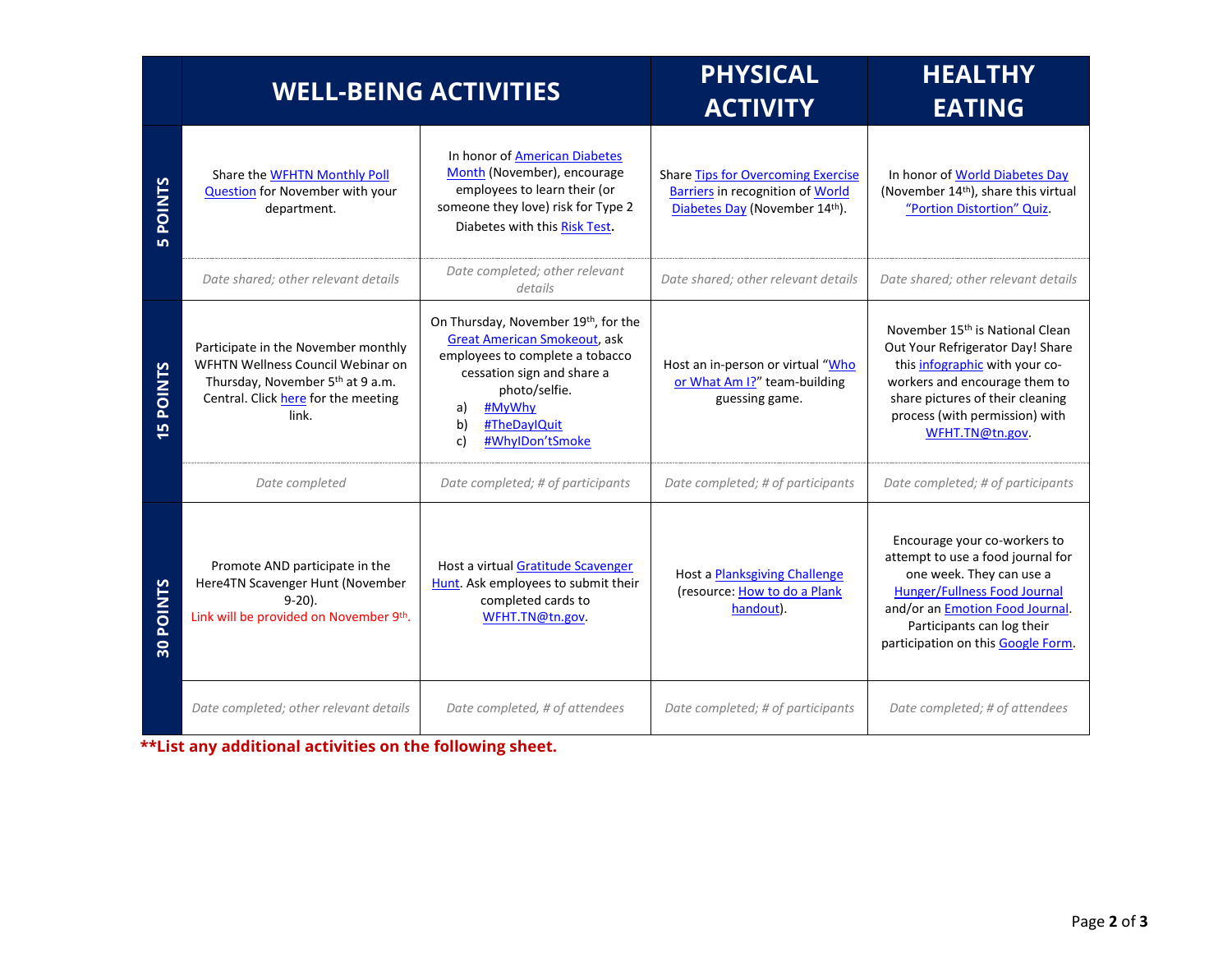| | WELL-BEING ACTIVITIES | | PHYSICAL ACTIVITY | HEALTHY EATING |
|---|---|---|---|---|
| **5 POINTS** | Share the WFHTN Monthly Poll Question for November with your department. | In honor of American Diabetes Month (November), encourage employees to learn their (or someone they love) risk for Type 2 Diabetes with this Risk Test. | Share Tips for Overcoming Exercise Barriers in recognition of World Diabetes Day (November 14th). | In honor of World Diabetes Day (November 14th), share this virtual "Portion Distortion" Quiz. |
| | *Date shared; other relevant details* | *Date completed; other relevant details* | *Date shared; other relevant details* | *Date shared; other relevant details* |
| **15 POINTS** | Participate in the November monthly WFHTN Wellness Council Webinar on Thursday, November 5th at 9 a.m. Central. Click here for the meeting link. | On Thursday, November 19th, for the Great American Smokeout, ask employees to complete a tobacco cessation sign and share a photo/selfie. a) #MyWhy b) #TheDayIQuit c) #WhyIDon'tSmoke | Host an in-person or virtual "Who or What Am I?" team-building guessing game. | November 15th is National Clean Out Your Refrigerator Day! Share this infographic with your co-workers and encourage them to share pictures of their cleaning process (with permission) with WFHT.TN@tn.gov. |
| | *Date completed* | *Date completed; # of participants* | *Date completed; # of participants* | *Date completed; # of participants* |
| **30 POINTS** | Promote AND participate in the Here4TN Scavenger Hunt (November 9-20). Link will be provided on November 9th. | Host a virtual Gratitude Scavenger Hunt. Ask employees to submit their completed cards to WFHT.TN@tn.gov. | Host a Planksgiving Challenge (resource: How to do a Plank handout). | Encourage your co-workers to attempt to use a food journal for one week. They can use a Hunger/Fullness Food Journal and/or an Emotion Food Journal. Participants can log their participation on this Google Form. |
| | *Date completed; other relevant details* | *Date completed, # of attendees* | *Date completed; # of participants* | *Date completed; # of attendees* |

****List any additional activities on the following sheet.**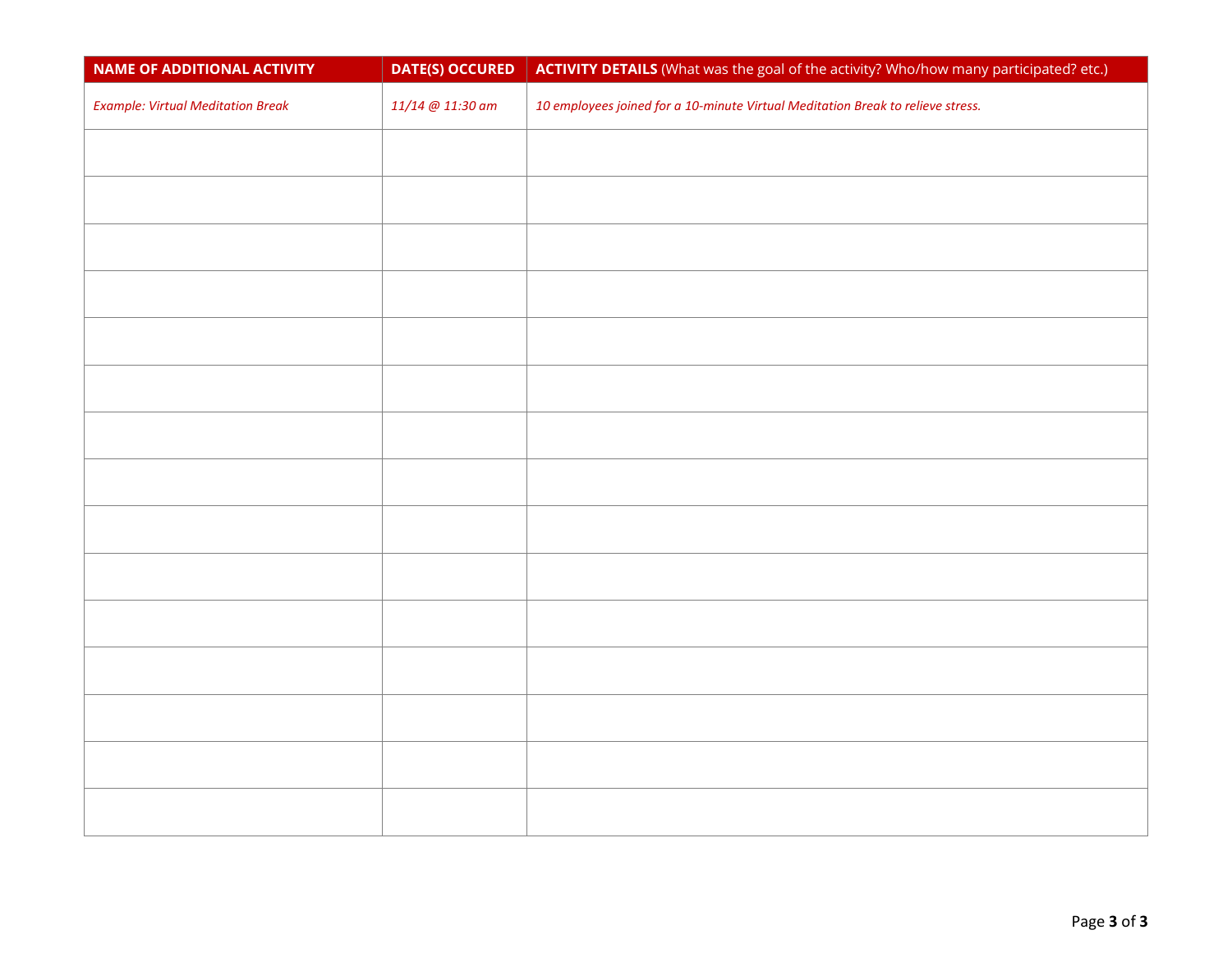| **NAME OF ADDITIONAL ACTIVITY** | **DATE(S) OCCURED** | **ACTIVITY DETAILS** (What was the goal of the activity? Who/how many participated? etc.) |
|---|---|---|
| *Example: Virtual Meditation Break* | *11/14 @ 11:30 am* | *10 employees joined for a 10-minute Virtual Meditation Break to relieve stress.* |
| | | |
| | | |
| | | |
| | | |
| | | |
| | | |
| | | |
| | | |
| | | |
| | | |
| | | |
| | | |
| | | |
| | | |
| | | |